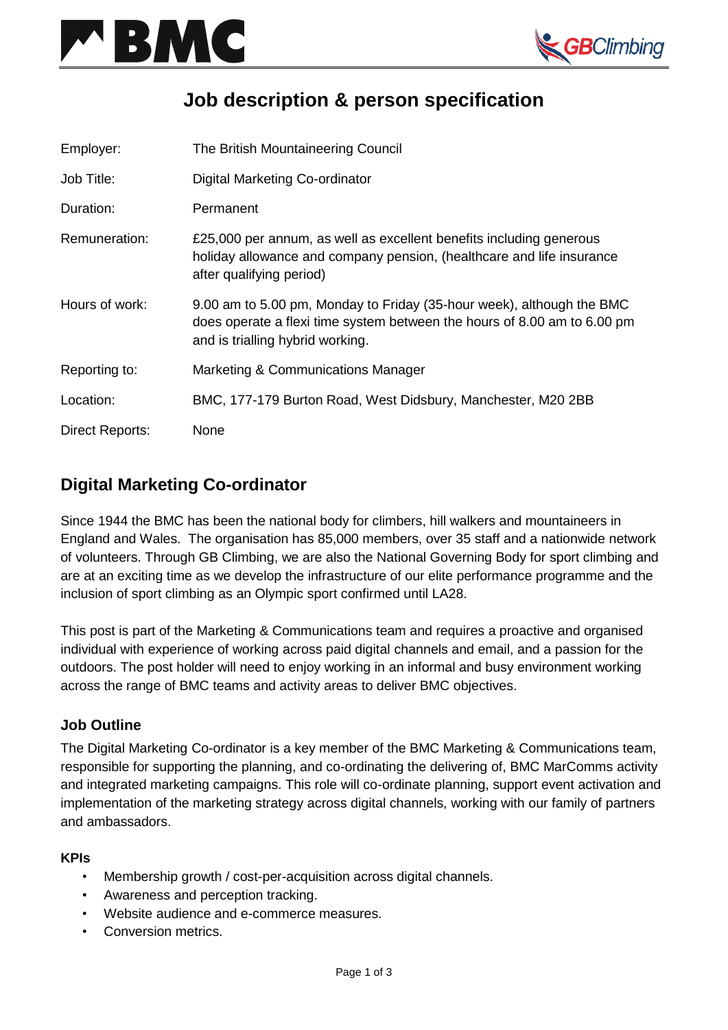# Job description & person specification

| | |
|---|---|
| Employer: | The British Mountaineering Council |
| Job Title: | Digital Marketing Co-ordinator |
| Duration: | Permanent |
| Remuneration: | £25,000 per annum, as well as excellent benefits including generous holiday allowance and company pension, (healthcare and life insurance after qualifying period) |
| Hours of work: | 9.00 am to 5.00 pm, Monday to Friday (35-hour week), although the BMC does operate a flexi time system between the hours of 8.00 am to 6.00 pm and is trialling hybrid working. |
| Reporting to: | Marketing & Communications Manager |
| Location: | BMC, 177-179 Burton Road, West Didsbury, Manchester, M20 2BB |
| Direct Reports: | None |

## Digital Marketing Co-ordinator

Since 1944 the BMC has been the national body for climbers, hill walkers and mountaineers in England and Wales. The organisation has 85,000 members, over 35 staff and a nationwide network of volunteers. Through GB Climbing, we are also the National Governing Body for sport climbing and are at an exciting time as we develop the infrastructure of our elite performance programme and the inclusion of sport climbing as an Olympic sport confirmed until LA28.

This post is part of the Marketing & Communications team and requires a proactive and organised individual with experience of working across paid digital channels and email, and a passion for the outdoors. The post holder will need to enjoy working in an informal and busy environment working across the range of BMC teams and activity areas to deliver BMC objectives.

### Job Outline

The Digital Marketing Co-ordinator is a key member of the BMC Marketing & Communications team, responsible for supporting the planning, and co-ordinating the delivering of, BMC MarComms activity and integrated marketing campaigns. This role will co-ordinate planning, support event activation and implementation of the marketing strategy across digital channels, working with our family of partners and ambassadors.

#### KPIs

- Membership growth / cost-per-acquisition across digital channels.
- Awareness and perception tracking.
- Website audience and e-commerce measures.
- Conversion metrics.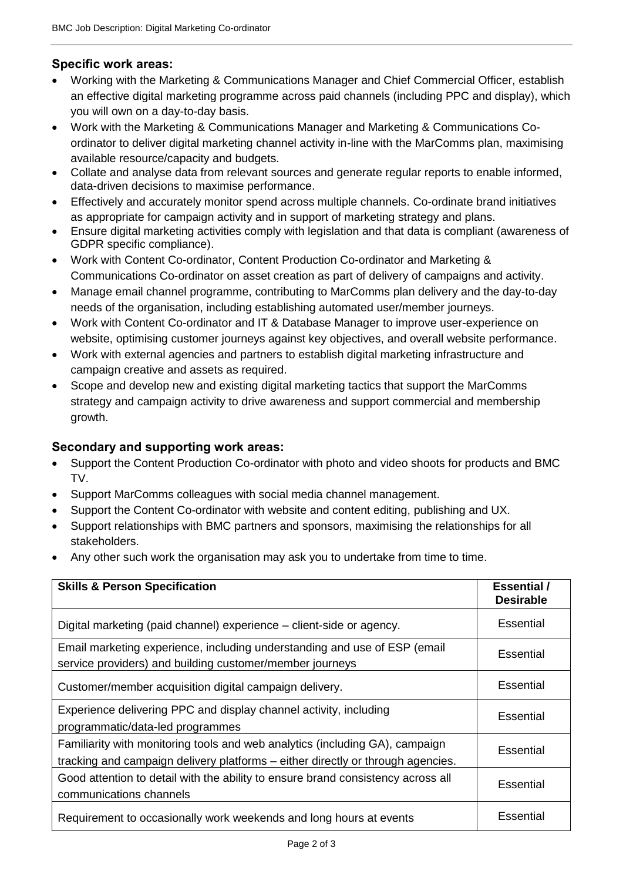### Specific work areas:

- Working with the Marketing & Communications Manager and Chief Commercial Officer, establish an effective digital marketing programme across paid channels (including PPC and display), which you will own on a day-to-day basis.
- Work with the Marketing & Communications Manager and Marketing & Communications Co-ordinator to deliver digital marketing channel activity in-line with the MarComms plan, maximising available resource/capacity and budgets.
- Collate and analyse data from relevant sources and generate regular reports to enable informed, data-driven decisions to maximise performance.
- Effectively and accurately monitor spend across multiple channels. Co-ordinate brand initiatives as appropriate for campaign activity and in support of marketing strategy and plans.
- Ensure digital marketing activities comply with legislation and that data is compliant (awareness of GDPR specific compliance).
- Work with Content Co-ordinator, Content Production Co-ordinator and Marketing & Communications Co-ordinator on asset creation as part of delivery of campaigns and activity.
- Manage email channel programme, contributing to MarComms plan delivery and the day-to-day needs of the organisation, including establishing automated user/member journeys.
- Work with Content Co-ordinator and IT & Database Manager to improve user-experience on website, optimising customer journeys against key objectives, and overall website performance.
- Work with external agencies and partners to establish digital marketing infrastructure and campaign creative and assets as required.
- Scope and develop new and existing digital marketing tactics that support the MarComms strategy and campaign activity to drive awareness and support commercial and membership growth.

### Secondary and supporting work areas:

- Support the Content Production Co-ordinator with photo and video shoots for products and BMC TV.
- Support MarComms colleagues with social media channel management.
- Support the Content Co-ordinator with website and content editing, publishing and UX.
- Support relationships with BMC partners and sponsors, maximising the relationships for all stakeholders.
- Any other such work the organisation may ask you to undertake from time to time.

| **Skills & Person Specification** | **Essential / Desirable** |
|---|---|
| Digital marketing (paid channel) experience – client-side or agency. | Essential |
| Email marketing experience, including understanding and use of ESP (email service providers) and building customer/member journeys | Essential |
| Customer/member acquisition digital campaign delivery. | Essential |
| Experience delivering PPC and display channel activity, including programmatic/data-led programmes | Essential |
| Familiarity with monitoring tools and web analytics (including GA), campaign tracking and campaign delivery platforms – either directly or through agencies. | Essential |
| Good attention to detail with the ability to ensure brand consistency across all communications channels | Essential |
| Requirement to occasionally work weekends and long hours at events | Essential |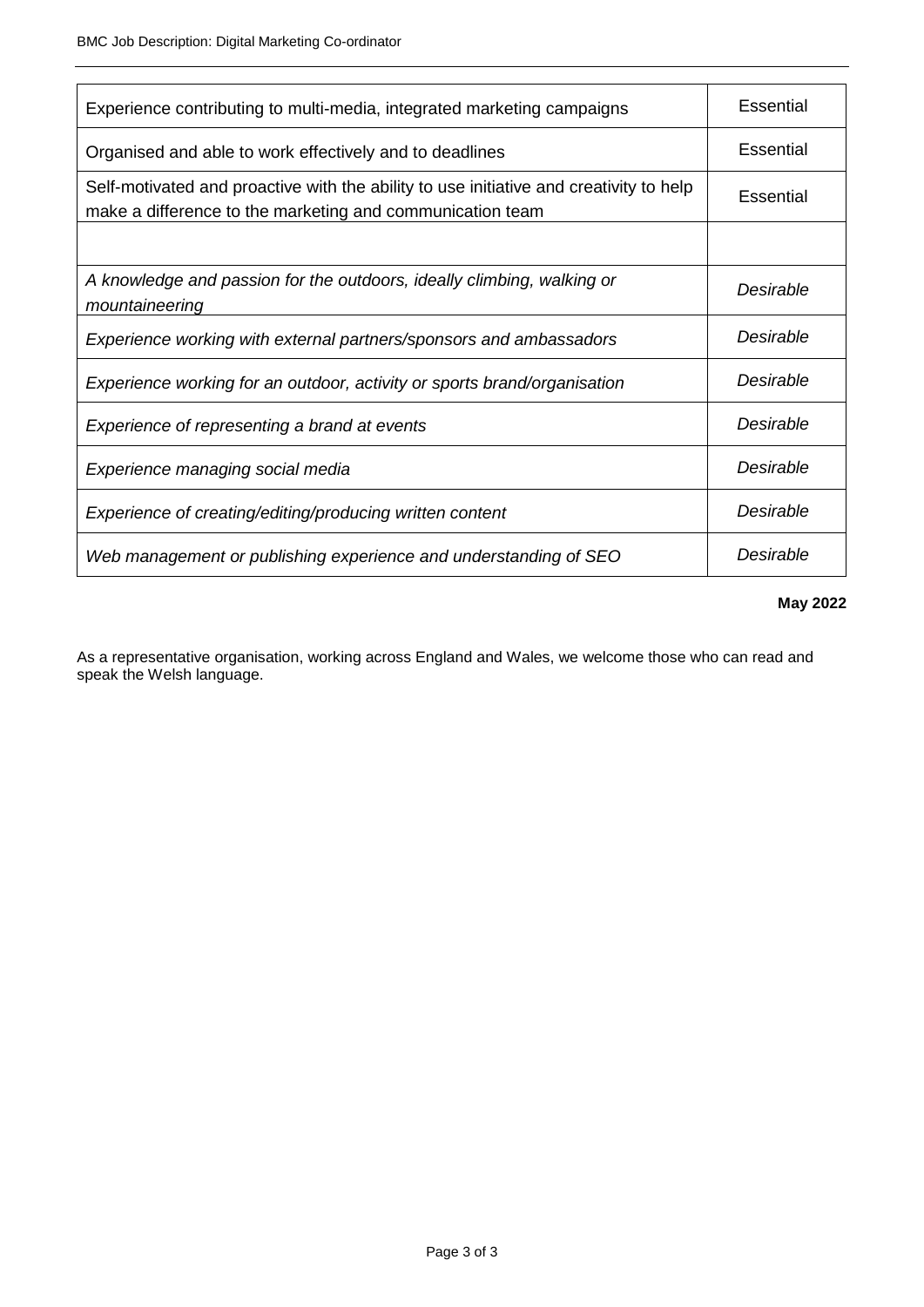| | |
|---|---|
| Experience contributing to multi-media, integrated marketing campaigns | Essential |
| Organised and able to work effectively and to deadlines | Essential |
| Self-motivated and proactive with the ability to use initiative and creativity to help make a difference to the marketing and communication team | Essential |
| | |
| *A knowledge and passion for the outdoors, ideally climbing, walking or mountaineering* | *Desirable* |
| *Experience working with external partners/sponsors and ambassadors* | *Desirable* |
| *Experience working for an outdoor, activity or sports brand/organisation* | *Desirable* |
| *Experience of representing a brand at events* | *Desirable* |
| *Experience managing social media* | *Desirable* |
| *Experience of creating/editing/producing written content* | *Desirable* |
| *Web management or publishing experience and understanding of SEO* | *Desirable* |

**May 2022**

As a representative organisation, working across England and Wales, we welcome those who can read and speak the Welsh language.